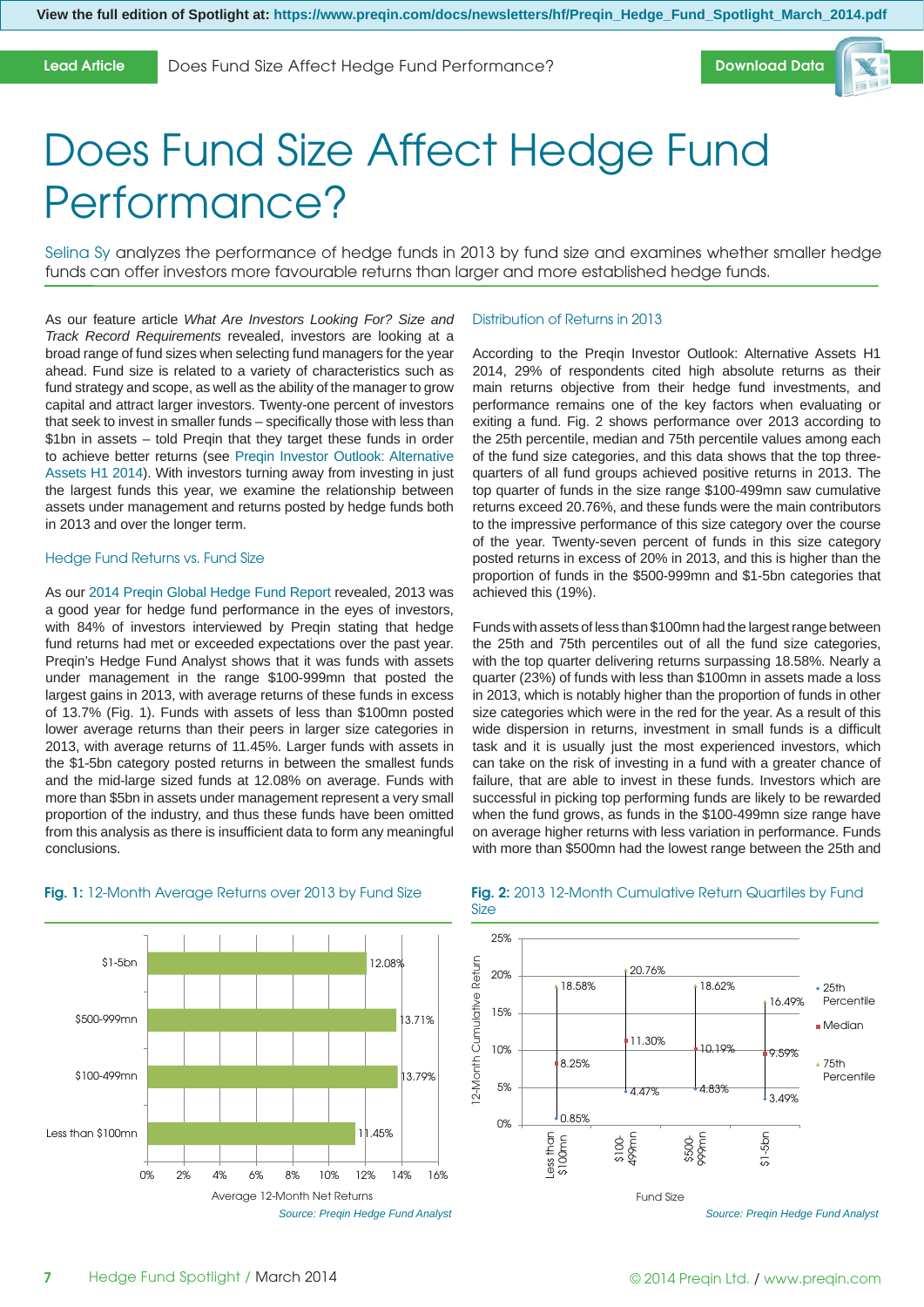View the full edition of Spotlight at: https://www.preqin.com/docs/newsletters/hf/Preqin_Hedge_Fund_Spotlight_March_2014.pdf

Lead Article | Does Fund Size Affect Hedge Fund Performance? | Download Data

# Does Fund Size Affect Hedge Fund Performance?

Selina Sy analyzes the performance of hedge funds in 2013 by fund size and examines whether smaller hedge funds can offer investors more favourable returns than larger and more established hedge funds.

As our feature article *What Are Investors Looking For? Size and Track Record Requirements* revealed, investors are looking at a broad range of fund sizes when selecting fund managers for the year ahead. Fund size is related to a variety of characteristics such as fund strategy and scope, as well as the ability of the manager to grow capital and attract larger investors. Twenty-one percent of investors that seek to invest in smaller funds – specifically those with less than $1bn in assets – told Preqin that they target these funds in order to achieve better returns (see Preqin Investor Outlook: Alternative Assets H1 2014). With investors turning away from investing in just the largest funds this year, we examine the relationship between assets under management and returns posted by hedge funds both in 2013 and over the longer term.

## Hedge Fund Returns vs. Fund Size

As our 2014 Preqin Global Hedge Fund Report revealed, 2013 was a good year for hedge fund performance in the eyes of investors, with 84% of investors interviewed by Preqin stating that hedge fund returns had met or exceeded expectations over the past year. Preqin's Hedge Fund Analyst shows that it was funds with assets under management in the range $100-999mn that posted the largest gains in 2013, with average returns of these funds in excess of 13.7% (Fig. 1). Funds with assets of less than $100mn posted lower average returns than their peers in larger size categories in 2013, with average returns of 11.45%. Larger funds with assets in the $1-5bn category posted returns in between the smallest funds and the mid-large sized funds at 12.08% on average. Funds with more than $5bn in assets under management represent a very small proportion of the industry, and thus these funds have been omitted from this analysis as there is insufficient data to form any meaningful conclusions.

## Distribution of Returns in 2013

According to the Preqin Investor Outlook: Alternative Assets H1 2014, 29% of respondents cited high absolute returns as their main returns objective from their hedge fund investments, and performance remains one of the key factors when evaluating or exiting a fund. Fig. 2 shows performance over 2013 according to the 25th percentile, median and 75th percentile values among each of the fund size categories, and this data shows that the top three-quarters of all fund groups achieved positive returns in 2013. The top quarter of funds in the size range $100-499mn saw cumulative returns exceed 20.76%, and these funds were the main contributors to the impressive performance of this size category over the course of the year. Twenty-seven percent of funds in this size category posted returns in excess of 20% in 2013, and this is higher than the proportion of funds in the $500-999mn and $1-5bn categories that achieved this (19%).

Funds with assets of less than $100mn had the largest range between the 25th and 75th percentiles out of all the fund size categories, with the top quarter delivering returns surpassing 18.58%. Nearly a quarter (23%) of funds with less than $100mn in assets made a loss in 2013, which is notably higher than the proportion of funds in other size categories which were in the red for the year. As a result of this wide dispersion in returns, investment in small funds is a difficult task and it is usually just the most experienced investors, which can take on the risk of investing in a fund with a greater chance of failure, that are able to invest in these funds. Investors which are successful in picking top performing funds are likely to be rewarded when the fund grows, as funds in the $100-499mn size range have on average higher returns with less variation in performance. Funds with more than $500mn had the lowest range between the 25th and

**Fig. 1:** 12-Month Average Returns over 2013 by Fund Size

| Fund Size | Average 12-Month Net Returns |
|---|---|
| $1-5bn | 12.08% |
| $500-999mn | 13.71% |
| $100-499mn | 13.79% |
| Less than $100mn | 11.45% |

*Source: Preqin Hedge Fund Analyst*

**Fig. 2:** 2013 12-Month Cumulative Return Quartiles by Fund Size

| Fund Size | 25th Percentile | Median | 75th Percentile |
|---|---|---|---|
| Less than $100mn | 0.85% | 8.25% | 18.58% |
| $100-499mn | 4.47% | 11.30% | 20.76% |
| $500-999mn | 4.83% | 10.19% | 18.62% |
| $1-5bn | 3.49% | 9.59% | 16.49% |

*Source: Preqin Hedge Fund Analyst*

Hedge Fund Spotlight / March 2014 — © 2014 Preqin Ltd. / www.preqin.com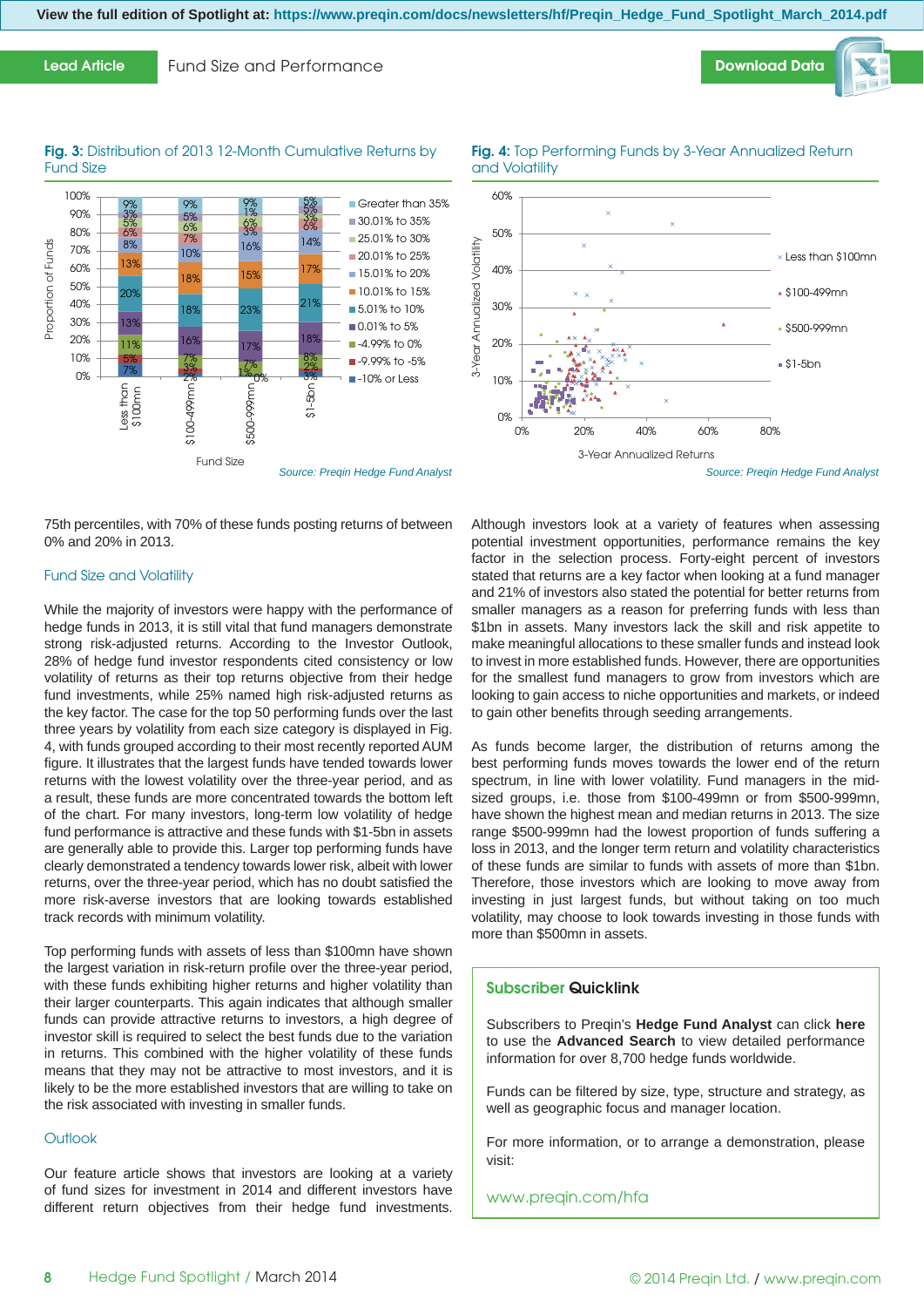View the full edition of Spotlight at: https://www.preqin.com/docs/newsletters/hf/Preqin_Hedge_Fund_Spotlight_March_2014.pdf

Lead Article | Fund Size and Performance

Download Data

**Fig. 3:** Distribution of 2013 12-Month Cumulative Returns by Fund Size

| Return Range | Less than $100mn | $100-499mn | $500-999mn | $1-5bn |
|---|---|---|---|---|
| Greater than 35% | 9% | 9% | 9% | 5% |
| 30.01% to 35% | 3% | 5% | 1% | 5% |
| 25.01% to 30% | 5% | 6% | 6% | 3% |
| 20.01% to 25% | 6% | 7% | 3% | 6% |
| 15.01% to 20% | 8% | 10% | 16% | 14% |
| 10.01% to 15% | 13% | 18% | 15% | 17% |
| 5.01% to 10% | 20% | 18% | 23% | 21% |
| 0.01% to 5% | 13% | 16% | 17% | 18% |
| -4.99% to 0% | 11% | 7% | 7% | 8% |
| -9.99% to -5% | 5% | 3% | 1% | 2% |
| -10% or Less | 7% | 2% | 0% | 3% |

Source: Preqin Hedge Fund Analyst

**Fig. 4:** Top Performing Funds by 3-Year Annualized Return and Volatility

Source: Preqin Hedge Fund Analyst

75th percentiles, with 70% of these funds posting returns of between 0% and 20% in 2013.

## Fund Size and Volatility

While the majority of investors were happy with the performance of hedge funds in 2013, it is still vital that fund managers demonstrate strong risk-adjusted returns. According to the Investor Outlook, 28% of hedge fund investor respondents cited consistency or low volatility of returns as their top returns objective from their hedge fund investments, while 25% named high risk-adjusted returns as the key factor. The case for the top 50 performing funds over the last three years by volatility from each size category is displayed in Fig. 4, with funds grouped according to their most recently reported AUM figure. It illustrates that the largest funds have tended towards lower returns with the lowest volatility over the three-year period, and as a result, these funds are more concentrated towards the bottom left of the chart. For many investors, long-term low volatility of hedge fund performance is attractive and these funds with $1-5bn in assets are generally able to provide this. Larger top performing funds have clearly demonstrated a tendency towards lower risk, albeit with lower returns, over the three-year period, which has no doubt satisfied the more risk-averse investors that are looking towards established track records with minimum volatility.

Top performing funds with assets of less than $100mn have shown the largest variation in risk-return profile over the three-year period, with these funds exhibiting higher returns and higher volatility than their larger counterparts. This again indicates that although smaller funds can provide attractive returns to investors, a high degree of investor skill is required to select the best funds due to the variation in returns. This combined with the higher volatility of these funds means that they may not be attractive to most investors, and it is likely to be the more established investors that are willing to take on the risk associated with investing in smaller funds.

## Outlook

Our feature article shows that investors are looking at a variety of fund sizes for investment in 2014 and different investors have different return objectives from their hedge fund investments. Although investors look at a variety of features when assessing potential investment opportunities, performance remains the key factor in the selection process. Forty-eight percent of investors stated that returns are a key factor when looking at a fund manager and 21% of investors also stated the potential for better returns from smaller managers as a reason for preferring funds with less than $1bn in assets. Many investors lack the skill and risk appetite to make meaningful allocations to these smaller funds and instead look to invest in more established funds. However, there are opportunities for the smallest fund managers to grow from investors which are looking to gain access to niche opportunities and markets, or indeed to gain other benefits through seeding arrangements.

As funds become larger, the distribution of returns among the best performing funds moves towards the lower end of the return spectrum, in line with lower volatility. Fund managers in the mid-sized groups, i.e. those from $100-499mn or from $500-999mn, have shown the highest mean and median returns in 2013. The size range $500-999mn had the lowest proportion of funds suffering a loss in 2013, and the longer term return and volatility characteristics of these funds are similar to funds with assets of more than $1bn. Therefore, those investors which are looking to move away from investing in just largest funds, but without taking on too much volatility, may choose to look towards investing in those funds with more than $500mn in assets.

### Subscriber Quicklink

Subscribers to Preqin's **Hedge Fund Analyst** can click **here** to use the **Advanced Search** to view detailed performance information for over 8,700 hedge funds worldwide.

Funds can be filtered by size, type, structure and strategy, as well as geographic focus and manager location.

For more information, or to arrange a demonstration, please visit:

www.preqin.com/hfa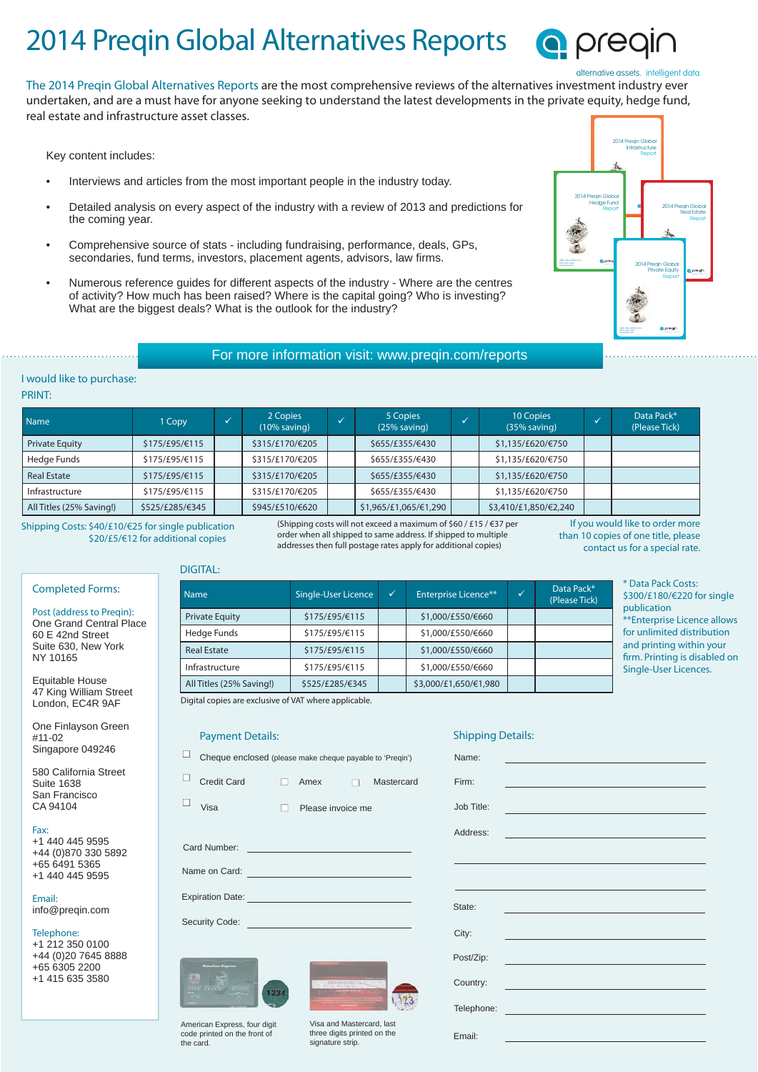# 2014 Preqin Global Alternatives Reports

preqin
alternative assets. intelligent data.

The 2014 Preqin Global Alternatives Reports are the most comprehensive reviews of the alternatives investment industry ever undertaken, and are a must have for anyone seeking to understand the latest developments in the private equity, hedge fund, real estate and infrastructure asset classes.

Key content includes:

- Interviews and articles from the most important people in the industry today.
- Detailed analysis on every aspect of the industry with a review of 2013 and predictions for the coming year.
- Comprehensive source of stats - including fundraising, performance, deals, GPs, secondaries, fund terms, investors, placement agents, advisors, law firms.
- Numerous reference guides for different aspects of the industry - Where are the centres of activity? How much has been raised? Where is the capital going? Who is investing? What are the biggest deals? What is the outlook for the industry?

For more information visit: www.preqin.com/reports

I would like to purchase:

PRINT:

| Name | 1 Copy | ✓ | 2 Copies (10% saving) | ✓ | 5 Copies (25% saving) | ✓ | 10 Copies (35% saving) | ✓ | Data Pack* (Please Tick) |
|---|---|---|---|---|---|---|---|---|---|
| Private Equity | $175/£95/€115 | | $315/£170/€205 | | $655/£355/€430 | | $1,135/£620/€750 | | |
| Hedge Funds | $175/£95/€115 | | $315/£170/€205 | | $655/£355/€430 | | $1,135/£620/€750 | | |
| Real Estate | $175/£95/€115 | | $315/£170/€205 | | $655/£355/€430 | | $1,135/£620/€750 | | |
| Infrastructure | $175/£95/€115 | | $315/£170/€205 | | $655/£355/€430 | | $1,135/£620/€750 | | |
| All Titles (25% Saving!) | $525/£285/€345 | | $945/£510/€620 | | $1,965/£1,065/€1,290 | | $3,410/£1,850/€2,240 | | |

Shipping Costs: $40/£10/€25 for single publication
$20/£5/€12 for additional copies

(Shipping costs will not exceed a maximum of $60 / £15 / €37 per order when all shipped to same address. If shipped to multiple addresses then full postage rates apply for additional copies)

If you would like to order more than 10 copies of one title, please contact us for a special rate.

DIGITAL:

| Name | Single-User Licence | ✓ | Enterprise Licence** | ✓ | Data Pack* (Please Tick) |
|---|---|---|---|---|---|
| Private Equity | $175/£95/€115 | | $1,000/£550/€660 | | |
| Hedge Funds | $175/£95/€115 | | $1,000/£550/€660 | | |
| Real Estate | $175/£95/€115 | | $1,000/£550/€660 | | |
| Infrastructure | $175/£95/€115 | | $1,000/£550/€660 | | |
| All Titles (25% Saving!) | $525/£285/€345 | | $3,000/£1,650/€1,980 | | |

Digital copies are exclusive of VAT where applicable.

* Data Pack Costs: $300/£180/€220 for single publication

**Enterprise Licence allows for unlimited distribution and printing within your firm. Printing is disabled on Single-User Licences.

## Completed Forms:

Post (address to Preqin):
One Grand Central Place
60 E 42nd Street
Suite 630, New York
NY 10165

Equitable House
47 King William Street
London, EC4R 9AF

One Finlayson Green
#11-02
Singapore 049246

580 California Street
Suite 1638
San Francisco
CA 94104

Fax:
+1 440 445 9595
+44 (0)870 330 5892
+65 6491 5365
+1 440 445 9595

Email:
info@preqin.com

Telephone:
+1 212 350 0100
+44 (0)20 7645 8888
+65 6305 2200
+1 415 635 3580

## Payment Details:

☐ Cheque enclosed (please make cheque payable to 'Preqin')

☐ Credit Card ☐ Amex ☐ Mastercard

☐ Visa ☐ Please invoice me

Card Number: ____________

Name on Card: ____________

Expiration Date: ____________

Security Code: ____________

American Express, four digit code printed on the front of the card.

Visa and Mastercard, last three digits printed on the signature strip.

## Shipping Details:

Name: ____________

Firm: ____________

Job Title: ____________

Address: ____________

State: ____________

City: ____________

Post/Zip: ____________

Country: ____________

Telephone: ____________

Email: ____________